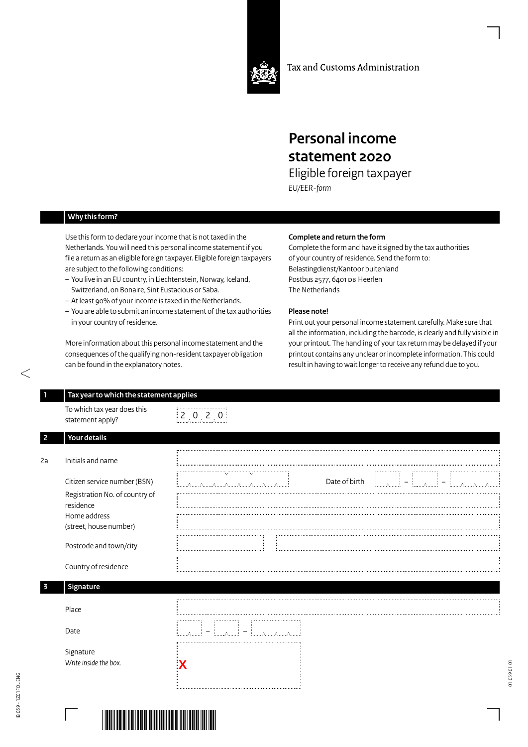Tax and Customs Administration

# Personal income statement 2020

## Eligible foreign taxpayer

*EU/EER-form*

## Why this form?

Use this form to declare your income that is not taxed in the Netherlands. You will need this personal income statement if you file a return as an eligible foreign taxpayer. Eligible foreign taxpayers are subject to the following conditions:

- You live in an EU country, in Liechtenstein, Norway, Iceland, Switzerland, on Bonaire, Sint Eustacious or Saba.
- At least 90% of your income is taxed in the Netherlands.
- You are able to submit an income statement of the tax authorities in your country of residence.

More information about this personal income statement and the consequences of the qualifying non-resident taxpayer obligation can be found in the explanatory notes.

**Complete and return the form**

Complete the form and have it signed by the tax authorities of your country of residence. Send the form to:
Belastingdienst/Kantoor buitenland
Postbus 2577, 6401 DB Heerlen
The Netherlands

**Please note!**

Print out your personal income statement carefully. Make sure that all the information, including the barcode, is clearly and fully visible in your printout. The handling of your tax return may be delayed if your printout contains any unclear or incomplete information. This could result in having to wait longer to receive any refund due to you.

## 1 Tax year to which the statement applies

To which tax year does this statement apply? 2020

## 2 Your details

2a Initials and name

Citizen service number (BSN)

Date of birth __ – __ – ____

Registration No. of country of residence

Home address (street, house number)

Postcode and town/city

Country of residence

## 3 Signature

Place

Date __ – __ – ____

Signature
*Write inside the box.*

X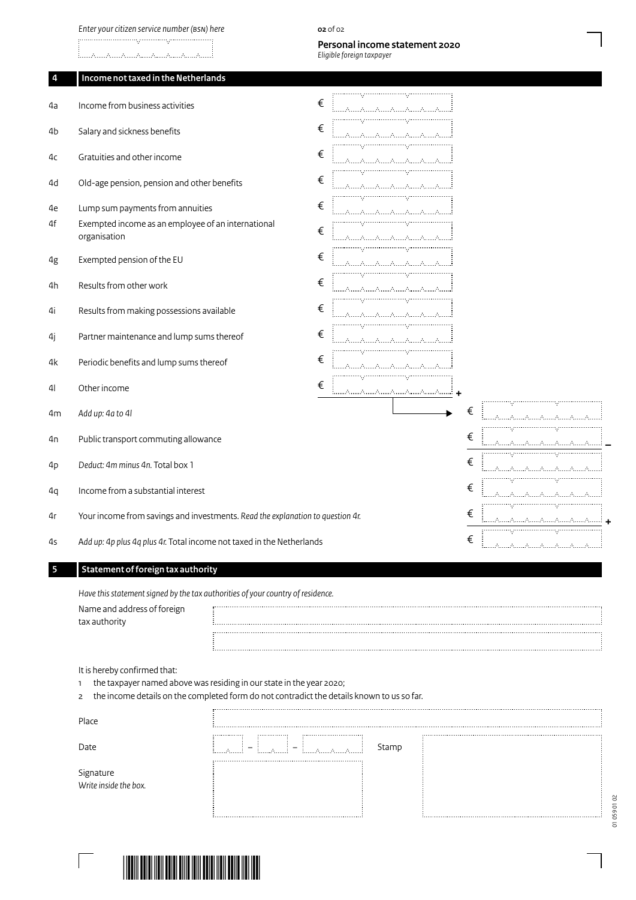*Enter your citizen service number (BSN) here*

**Personal income statement 2020**
*Eligible foreign taxpayer*

## 4 Income not taxed in the Netherlands

| | | | |
|---|---|---|---|
| 4a | Income from business activities | € | |
| 4b | Salary and sickness benefits | € | |
| 4c | Gratuities and other income | € | |
| 4d | Old-age pension, pension and other benefits | € | |
| 4e | Lump sum payments from annuities | € | |
| 4f | Exempted income as an employee of an international organisation | € | |
| 4g | Exempted pension of the EU | € | |
| 4h | Results from other work | € | |
| 4i | Results from making possessions available | € | |
| 4j | Partner maintenance and lump sums thereof | € | |
| 4k | Periodic benefits and lump sums thereof | € | |
| 4l | Other income | € + | |
| 4m | *Add up: 4a to 4l* | | € |
| 4n | Public transport commuting allowance | | € − |
| 4p | *Deduct: 4m minus 4n.* Total box 1 | | € |
| 4q | Income from a substantial interest | | € |
| 4r | Your income from savings and investments. *Read the explanation to question 4r.* | | € + |
| 4s | *Add up: 4p plus 4q plus 4r.* Total income not taxed in the Netherlands | | € |

## 5 Statement of foreign tax authority

*Have this statement signed by the tax authorities of your country of residence.*

Name and address of foreign tax authority

It is hereby confirmed that:

1. the taxpayer named above was residing in our state in the year 2020;
2. the income details on the completed form do not contradict the details known to us so far.

Place

Date – – Stamp

Signature
*Write inside the box.*

01 059 01 02